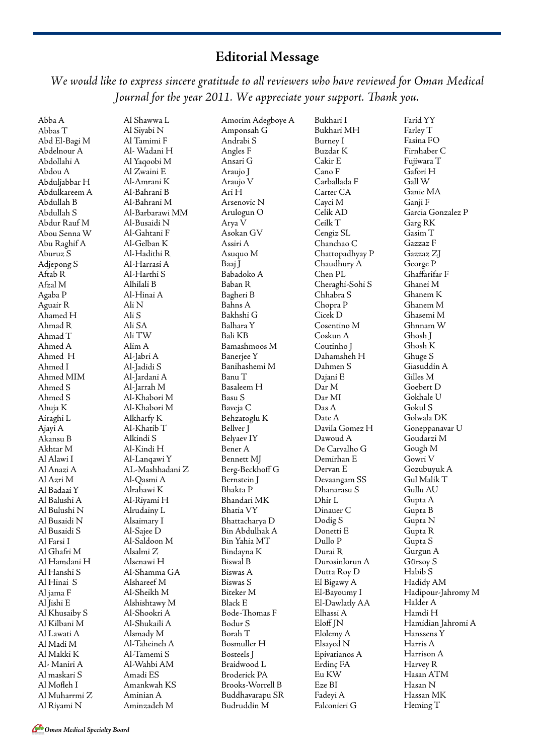## Editorial Message

*We would like to express sincere gratitude to all reviewers who have reviewed for Oman Medical Journal for the year 2011. We appreciate your support. Thank you.*

Abba A
Abbas T
Abd El-Bagi M
Abdelnour A
Abdollahi A
Abdou A
Abduljabbar H
Abdulkareem A
Abdullah B
Abdullah S
Abdur Rauf M
Abou Senna W
Abu Raghif A
Aburuz S
Adjepong S
Aftab R
Afzal M
Agaba P
Aguair R
Ahamed H
Ahmad R
Ahmad T
Ahmed A
Ahmed H
Ahmed I
Ahmed MIM
Ahmed S
Ahmed S
Ahuja K
Airaghi L
Ajayi A
Akansu B
Akhtar M
Al Alawi I
Al Anazi A
Al Azri M
Al Badaai Y
Al Balushi A
Al Bulushi N
Al Busaidi N
Al Busaidi S
Al Farsi I
Al Ghafri M
Al Hamdani H
Al Hanshi S
Al Hinai S
Al jama F
Al Jishi E
Al Khusaiby S
Al Kilbani M
Al Lawati A
Al Madi M
Al Makki K
Al- Maniri A
Al maskari S
Al Mofleh I
Al Muharrmi Z
Al Riyami N
Al Shawwa L
Al Siyabi N
Al Tamimi F
Al- Wadani H
Al Yaqoobi M
Al Zwaini E
Al-Amrani K
Al-Bahrani B
Al-Bahrani M
Al-Barbarawi MM
Al-Busaidi N
Al-Gahtani F
Al-Gelban K
Al-Hadithi R
Al-Harrasi A
Al-Harthi S
Alhilali B
Al-Hinai A
Ali N
Ali S
Ali SA
Ali TW
Alim A
Al-Jabri A
Al-Jadidi S
Al-Jardani A
Al-Jarrah M
Al-Khabori M
Al-Khabori M
Alkharfy K
Al-Khatib T
Alkindi S
Al-Kindi H
Al-Lanqawi Y
AL-Mashhadani Z
Al-Qasmi A
Alrahawi K
Al-Riyami H
Alrudainy L
Alsaimary I
Al-Sajee D
Al-Saldoon M
Alsalmi Z
Alsenawi H
Al-Shamma GA
Alshareef M
Al-Sheikh M
Alshishtawy M
Al-Shookri A
Al-Shukaili A
Alsmady M
Al-Taheineh A
Al-Tamemi S
Al-Wahbi AM
Amadi ES
Amankwah KS
Aminian A
Aminzadeh M
Amorim Adegboye A
Amponsah G
Andrabi S
Angles F
Ansari G
Araujo J
Araujo V
Ari H
Arsenovic N
Arulogun O
Arya V
Asokan GV
Assiri A
Asuquo M
Baaj J
Babadoko A
Baban R
Bagheri B
Bahns A
Bakhshi G
Balhara Y
Bali KB
Bamashmoos M
Banerjee Y
Banihashemi M
Banu T
Basaleem H
Basu S
Baveja C
Behzatoglu K
Bellver J
Belyaev IY
Bener A
Bennett MJ
Berg-Beckhoff G
Bernstein J
Bhakta P
Bhandari MK
Bhatia VY
Bhattacharya D
Bin Abdulhak A
Bin Yahia MT
Bindayna K
Biswal B
Biswas A
Biswas S
Biteker M
Black E
Bode-Thomas F
Bodur S
Borah T
Bosmuller H
Bosteels J
Braidwood L
Broderick PA
Brooks-Worrell B
Buddhavarapu SR
Budruddin M
Bukhari I
Bukhari MH
Burney I
Buzdar K
Cakir E
Cano F
Carballada F
Carter CA
Cayci M
Celik AD
Ceilk T
Cengiz SL
Chanchao C
Chattopadhyay P
Chaudhury A
Chen PL
Cheraghi-Sohi S
Chhabra S
Chopra P
Cicek D
Cosentino M
Coskun A
Coutinho J
Dahamsheh H
Dahmen S
Dajani E
Dar M
Dar MI
Das A
Date A
Davila Gomez H
Dawoud A
De Carvalho G
Demirhan E
Dervan E
Devaangam SS
Dhanarasu S
Dhir L
Dinauer C
Dodig S
Donetti E
Dullo P
Durai R
Durosinlorun A
Dutta Roy D
El Bigawy A
El-Bayoumy I
El-Dawlatly AA
Elhassi A
Eloff JN
Elolemy A
Elsayed N
Epivatianos A
Erdinç FA
Eu KW
Eze BI
Fadeyi A
Falconieri G
Farid YY
Farley T
Fasina FO
Firnhaber C
Fujiwara T
Gafori H
Gall W
Ganie MA
Ganji F
Garcia Gonzalez P
Garg RK
Gasim T
Gazzaz F
Gazzaz ZJ
George P
Ghaffarifar F
Ghanei M
Ghanem K
Ghanem M
Ghasemi M
Ghnnam W
Ghosh J
Ghosh K
Ghuge S
Giasuddin A
Gilles M
Goebert D
Gokhale U
Gokul S
Golwala DK
Goneppanavar U
Goudarzi M
Gough M
Gowri V
Gozubuyuk A
Gul Malik T
Gullu AU
Gupta A
Gupta B
Gupta N
Gupta R
Gupta S
Gurgun A
Gürsoy S
Habib S
Hadidy AM
Hadipour-Jahromy M
Halder A
Hamdi H
Hamidian Jahromi A
Hanssens Y
Harris A
Harrison A
Harvey R
Hasan ATM
Hasan N
Hassan MK
Heming T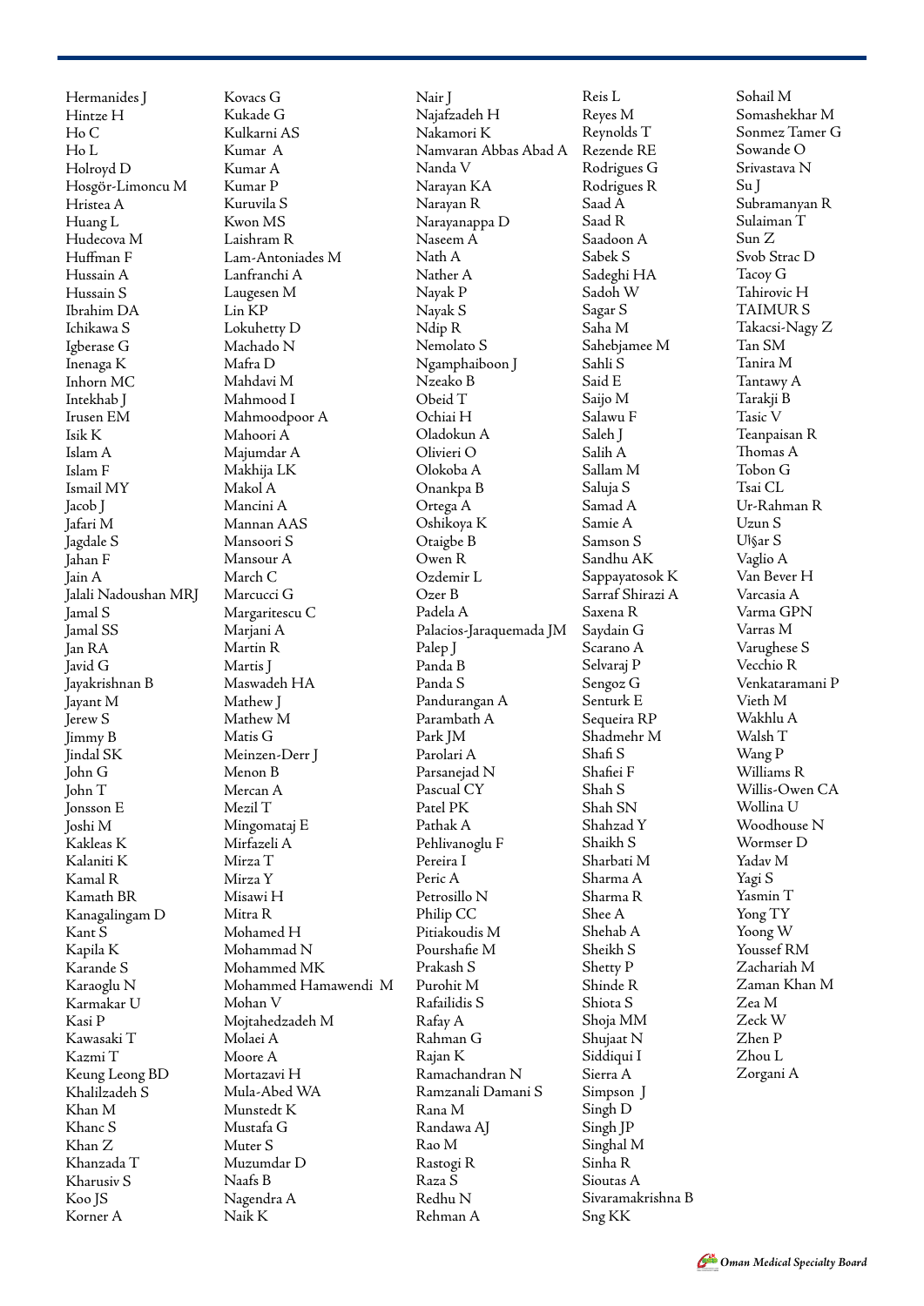Hermanides J
Hintze H
Ho C
Ho L
Holroyd D
Hosgör-Limoncu M
Hristea A
Huang L
Hudecova M
Huffman F
Hussain A
Hussain S
Ibrahim DA
Ichikawa S
Igberase G
Inenaga K
Inhorn MC
Intekhab J
Irusen EM
Isik K
Islam A
Islam F
Ismail MY
Jacob J
Jafari M
Jagdale S
Jahan F
Jain A
Jalali Nadoushan MRJ
Jamal S
Jamal SS
Jan RA
Javid G
Jayakrishnan B
Jayant M
Jerew S
Jimmy B
Jindal SK
John G
John T
Jonsson E
Joshi M
Kakleas K
Kalaniti K
Kamal R
Kamath BR
Kanagalingam D
Kant S
Kapila K
Karande S
Karaoglu N
Karmakar U
Kasi P
Kawasaki T
Kazmi T
Keung Leong BD
Khalilzadeh S
Khan M
Khanc S
Khan Z
Khanzada T
Kharusiv S
Koo JS
Korner A
Kovacs G
Kukade G
Kulkarni AS
Kumar A
Kumar A
Kumar P
Kuruvila S
Kwon MS
Laishram R
Lam-Antoniades M
Lanfranchi A
Laugesen M
Lin KP
Lokuhetty D
Machado N
Mafra D
Mahdavi M
Mahmood I
Mahmoodpoor A
Mahoori A
Majumdar A
Makhija LK
Makol A
Mancini A
Mannan AAS
Mansoori S
Mansour A
March C
Marcucci G
Margaritescu C
Marjani A
Martin R
Martis J
Maswadeh HA
Mathew J
Mathew M
Matis G
Meinzen-Derr J
Menon B
Mercan A
Mezil T
Mingomataj E
Mirfazeli A
Mirza T
Mirza Y
Misawi H
Mitra R
Mohamed H
Mohammad N
Mohammed MK
Mohammed Hamawendi M
Mohan V
Mojtahedzadeh M
Molaei A
Moore A
Mortazavi H
Mula-Abed WA
Munstedt K
Mustafa G
Muter S
Muzumdar D
Naafs B
Nagendra A
Naik K
Nair J
Najafzadeh H
Nakamori K
Namvaran Abbas Abad A
Nanda V
Narayan KA
Narayan R
Narayanappa D
Naseem A
Nath A
Nather A
Nayak P
Nayak S
Ndip R
Nemolato S
Ngamphaiboon J
Nzeako B
Obeid T
Ochiai H
Oladokun A
Olivieri O
Olokoba A
Onankpa B
Ortega A
Oshikoya K
Otaigbe B
Owen R
Ozdemir L
Ozer B
Padela A
Palacios-Jaraquemada JM
Palep J
Panda B
Panda S
Pandurangan A
Parambath A
Park JM
Parolari A
Parsanejad N
Pascual CY
Patel PK
Pathak A
Pehlivanoglu F
Pereira I
Peric A
Petrosillo N
Philip CC
Pitiakoudis M
Pourshafie M
Prakash S
Purohit M
Rafailidis S
Rafay A
Rahman G
Rajan K
Ramachandran N
Ramzanali Damani S
Rana M
Randawa AJ
Rao M
Rastogi R
Raza S
Redhu N
Rehman A
Reis L
Reyes M
Reynolds T
Rezende RE
Rodrigues G
Rodrigues R
Saad A
Saad R
Saadoon A
Sabek S
Sadeghi HA
Sadoh W
Sagar S
Saha M
Sahebjamee M
Sahli S
Said E
Saijo M
Salawu F
Saleh J
Salih A
Sallam M
Saluja S
Samad A
Samie A
Samson S
Sandhu AK
Sappayatosok K
Sarraf Shirazi A
Saxena R
Saydain G
Scarano A
Selvaraj P
Sengoz G
Senturk E
Sequeira RP
Shadmehr M
Shafi S
Shafiei F
Shah S
Shah SN
Shahzad Y
Shaikh S
Sharbati M
Sharma A
Sharma R
Shee A
Shehab A
Sheikh S
Shetty P
Shinde R
Shiota S
Shoja MM
Shujaat N
Siddiqui I
Sierra A
Simpson J
Singh D
Singh JP
Singhal M
Sinha R
Sioutas A
Sivaramakrishna B
Sng KK
Sohail M
Somashekhar M
Sonmez Tamer G
Sowande O
Srivastava N
Su J
Subramanyan R
Sulaiman T
Sun Z
Svob Strac D
Tacoy G
Tahirovic H
TAIMUR S
Takacsi-Nagy Z
Tan SM
Tanira M
Tantawy A
Tarakji B
Tasic V
Teanpaisan R
Thomas A
Tobon G
Tsai CL
Ur-Rahman R
Uzun S
Ulşar S
Vaglio A
Van Bever H
Varcasia A
Varma GPN
Varras M
Varughese S
Vecchio R
Venkataramani P
Vieth M
Wakhlu A
Walsh T
Wang P
Williams R
Willis-Owen CA
Wollina U
Woodhouse N
Wormser D
Yadav M
Yagi S
Yasmin T
Yong TY
Yoong W
Youssef RM
Zachariah M
Zaman Khan M
Zea M
Zeck W
Zhen P
Zhou L
Zorgani A